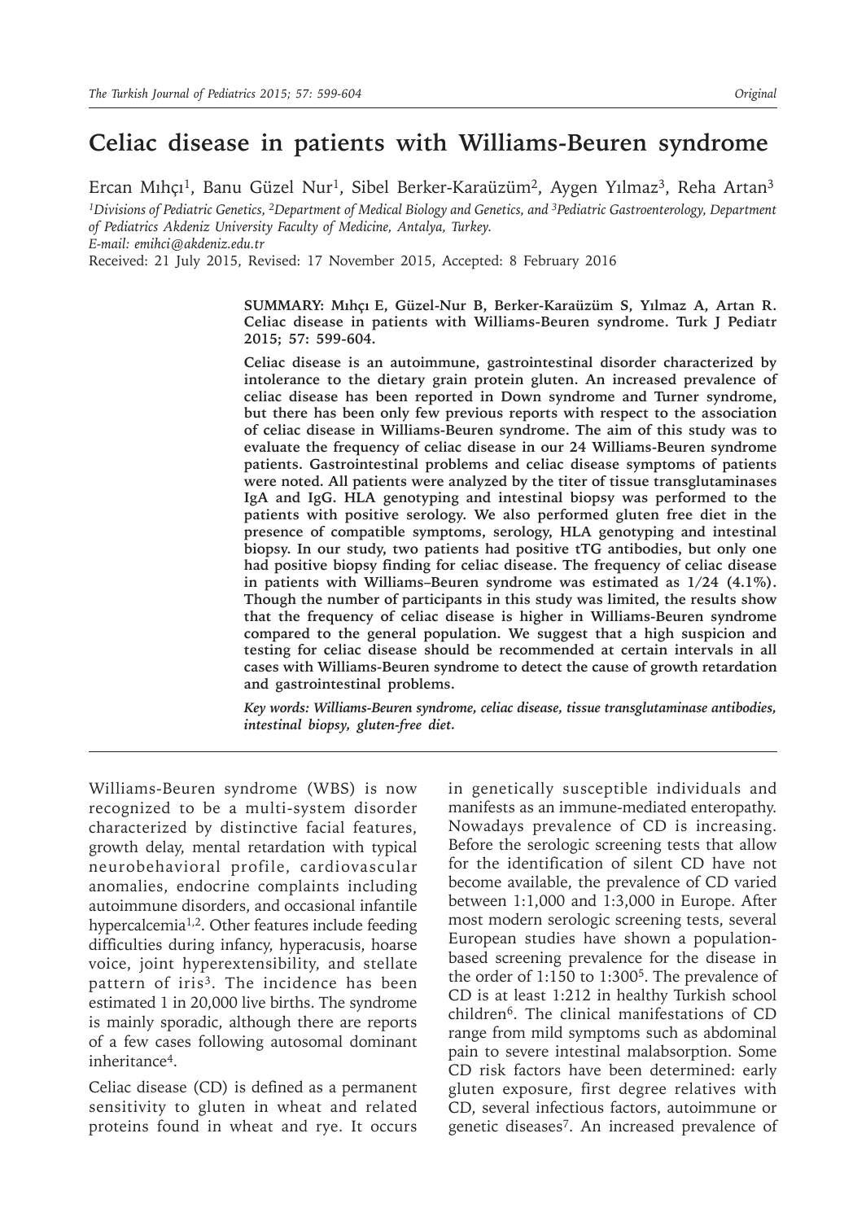# Celiac disease in patients with Williams-Beuren syndrome

Ercan Mıhçı[1], Banu Güzel Nur[1], Sibel Berker-Karaüzüm[2], Aygen Yılmaz[3], Reha Artan[3]

*[1]Divisions of Pediatric Genetics, [2]Department of Medical Biology and Genetics, and [3]Pediatric Gastroenterology, Department of Pediatrics Akdeniz University Faculty of Medicine, Antalya, Turkey.*
*E-mail: emihci@akdeniz.edu.tr*

Received: 21 July 2015, Revised: 17 November 2015, Accepted: 8 February 2016

**SUMMARY: Mıhçı E, Güzel-Nur B, Berker-Karaüzüm S, Yılmaz A, Artan R. Celiac disease in patients with Williams-Beuren syndrome. Turk J Pediatr 2015; 57: 599-604.**

**Celiac disease is an autoimmune, gastrointestinal disorder characterized by intolerance to the dietary grain protein gluten. An increased prevalence of celiac disease has been reported in Down syndrome and Turner syndrome, but there has been only few previous reports with respect to the association of celiac disease in Williams-Beuren syndrome. The aim of this study was to evaluate the frequency of celiac disease in our 24 Williams-Beuren syndrome patients. Gastrointestinal problems and celiac disease symptoms of patients were noted. All patients were analyzed by the titer of tissue transglutaminases IgA and IgG. HLA genotyping and intestinal biopsy was performed to the patients with positive serology. We also performed gluten free diet in the presence of compatible symptoms, serology, HLA genotyping and intestinal biopsy. In our study, two patients had positive tTG antibodies, but only one had positive biopsy finding for celiac disease. The frequency of celiac disease in patients with Williams–Beuren syndrome was estimated as 1/24 (4.1%). Though the number of participants in this study was limited, the results show that the frequency of celiac disease is higher in Williams-Beuren syndrome compared to the general population. We suggest that a high suspicion and testing for celiac disease should be recommended at certain intervals in all cases with Williams-Beuren syndrome to detect the cause of growth retardation and gastrointestinal problems.**

*Key words: Williams-Beuren syndrome, celiac disease, tissue transglutaminase antibodies, intestinal biopsy, gluten-free diet.*

Williams-Beuren syndrome (WBS) is now recognized to be a multi-system disorder characterized by distinctive facial features, growth delay, mental retardation with typical neurobehavioral profile, cardiovascular anomalies, endocrine complaints including autoimmune disorders, and occasional infantile hypercalcemia[1,2]. Other features include feeding difficulties during infancy, hyperacusis, hoarse voice, joint hyperextensibility, and stellate pattern of iris[3]. The incidence has been estimated 1 in 20,000 live births. The syndrome is mainly sporadic, although there are reports of a few cases following autosomal dominant inheritance[4].

Celiac disease (CD) is defined as a permanent sensitivity to gluten in wheat and related proteins found in wheat and rye. It occurs in genetically susceptible individuals and manifests as an immune-mediated enteropathy. Nowadays prevalence of CD is increasing. Before the serologic screening tests that allow for the identification of silent CD have not become available, the prevalence of CD varied between 1:1,000 and 1:3,000 in Europe. After most modern serologic screening tests, several European studies have shown a population-based screening prevalence for the disease in the order of 1:150 to 1:300[5]. The prevalence of CD is at least 1:212 in healthy Turkish school children[6]. The clinical manifestations of CD range from mild symptoms such as abdominal pain to severe intestinal malabsorption. Some CD risk factors have been determined: early gluten exposure, first degree relatives with CD, several infectious factors, autoimmune or genetic diseases[7]. An increased prevalence of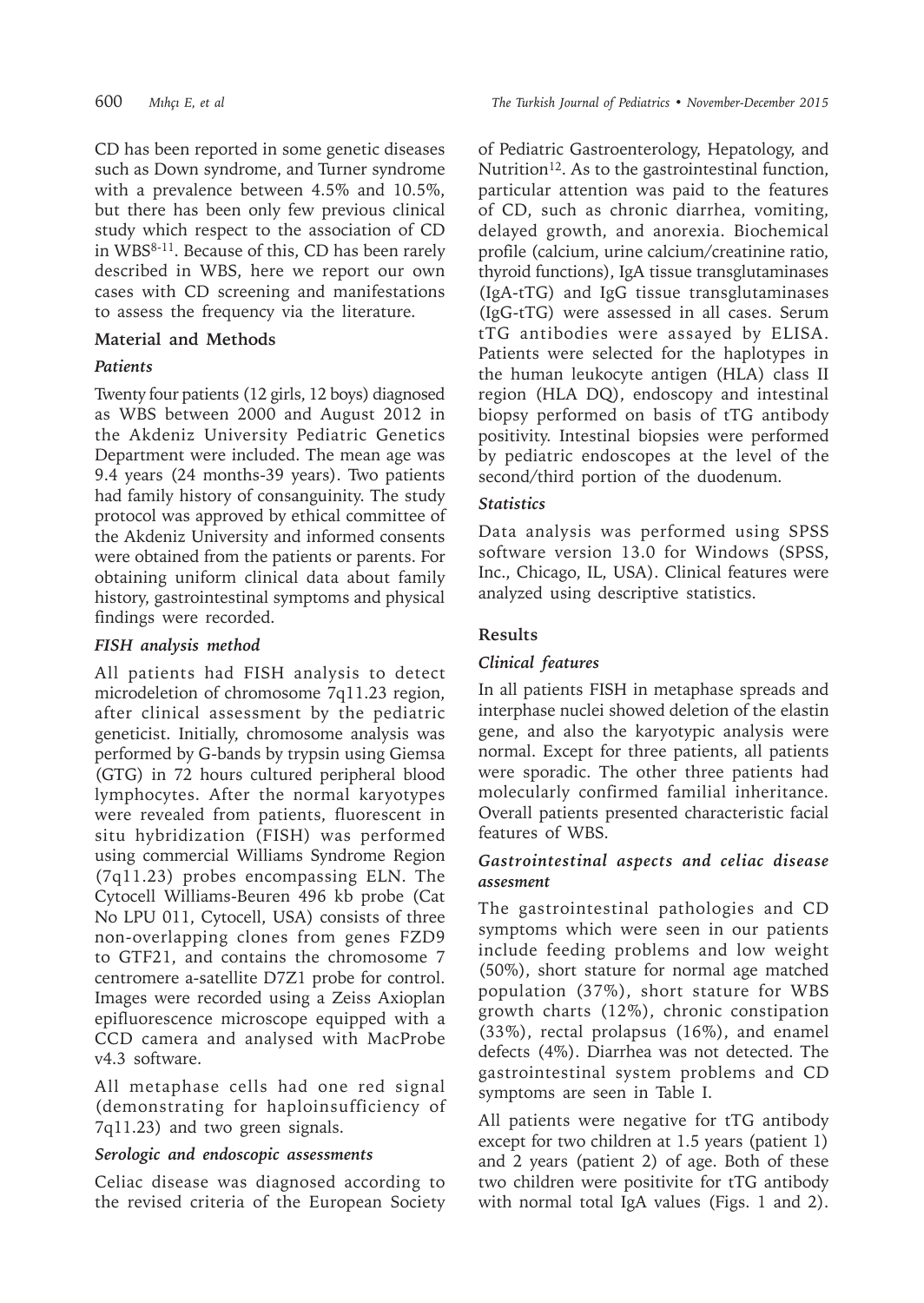CD has been reported in some genetic diseases such as Down syndrome, and Turner syndrome with a prevalence between 4.5% and 10.5%, but there has been only few previous clinical study which respect to the association of CD in WBS[8-11]. Because of this, CD has been rarely described in WBS, here we report our own cases with CD screening and manifestations to assess the frequency via the literature.

## Material and Methods

### *Patients*

Twenty four patients (12 girls, 12 boys) diagnosed as WBS between 2000 and August 2012 in the Akdeniz University Pediatric Genetics Department were included. The mean age was 9.4 years (24 months-39 years). Two patients had family history of consanguinity. The study protocol was approved by ethical committee of the Akdeniz University and informed consents were obtained from the patients or parents. For obtaining uniform clinical data about family history, gastrointestinal symptoms and physical findings were recorded.

### *FISH analysis method*

All patients had FISH analysis to detect microdeletion of chromosome 7q11.23 region, after clinical assessment by the pediatric geneticist. Initially, chromosome analysis was performed by G-bands by trypsin using Giemsa (GTG) in 72 hours cultured peripheral blood lymphocytes. After the normal karyotypes were revealed from patients, fluorescent in situ hybridization (FISH) was performed using commercial Williams Syndrome Region (7q11.23) probes encompassing ELN. The Cytocell Williams-Beuren 496 kb probe (Cat No LPU 011, Cytocell, USA) consists of three non-overlapping clones from genes FZD9 to GTF21, and contains the chromosome 7 centromere a-satellite D7Z1 probe for control. Images were recorded using a Zeiss Axioplan epifluorescence microscope equipped with a CCD camera and analysed with MacProbe v4.3 software.

All metaphase cells had one red signal (demonstrating for haploinsufficiency of 7q11.23) and two green signals.

### *Serologic and endoscopic assessments*

Celiac disease was diagnosed according to the revised criteria of the European Society of Pediatric Gastroenterology, Hepatology, and Nutrition[12]. As to the gastrointestinal function, particular attention was paid to the features of CD, such as chronic diarrhea, vomiting, delayed growth, and anorexia. Biochemical profile (calcium, urine calcium/creatinine ratio, thyroid functions), IgA tissue transglutaminases (IgA-tTG) and IgG tissue transglutaminases (IgG-tTG) were assessed in all cases. Serum tTG antibodies were assayed by ELISA. Patients were selected for the haplotypes in the human leukocyte antigen (HLA) class II region (HLA DQ), endoscopy and intestinal biopsy performed on basis of tTG antibody positivity. Intestinal biopsies were performed by pediatric endoscopes at the level of the second/third portion of the duodenum.

### *Statistics*

Data analysis was performed using SPSS software version 13.0 for Windows (SPSS, Inc., Chicago, IL, USA). Clinical features were analyzed using descriptive statistics.

## Results

### *Clinical features*

In all patients FISH in metaphase spreads and interphase nuclei showed deletion of the elastin gene, and also the karyotypic analysis were normal. Except for three patients, all patients were sporadic. The other three patients had molecularly confirmed familial inheritance. Overall patients presented characteristic facial features of WBS.

### *Gastrointestinal aspects and celiac disease assesment*

The gastrointestinal pathologies and CD symptoms which were seen in our patients include feeding problems and low weight (50%), short stature for normal age matched population (37%), short stature for WBS growth charts (12%), chronic constipation (33%), rectal prolapsus (16%), and enamel defects (4%). Diarrhea was not detected. The gastrointestinal system problems and CD symptoms are seen in Table I.

All patients were negative for tTG antibody except for two children at 1.5 years (patient 1) and 2 years (patient 2) of age. Both of these two children were positivite for tTG antibody with normal total IgA values (Figs. 1 and 2).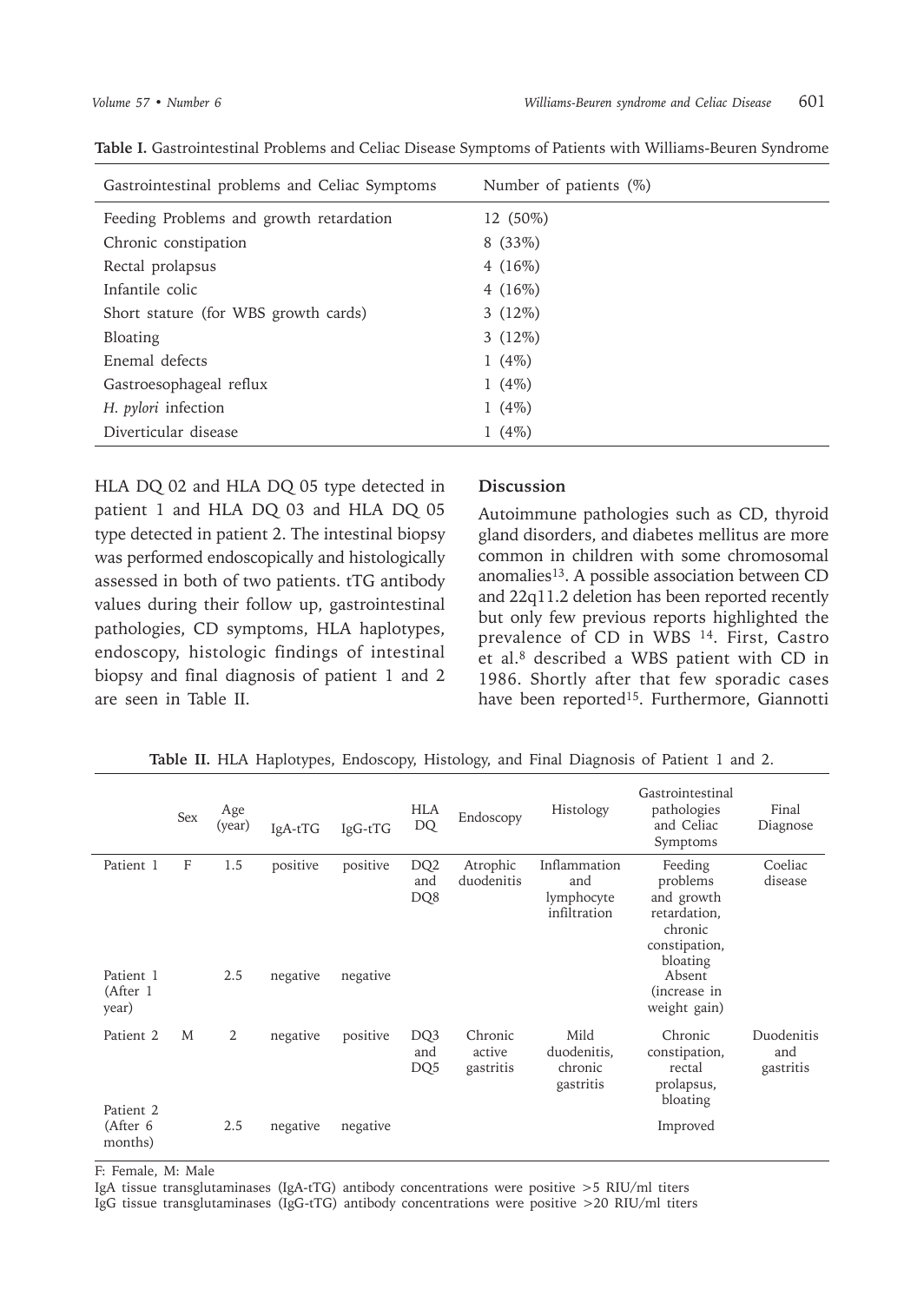**Table I.** Gastrointestinal Problems and Celiac Disease Symptoms of Patients with Williams-Beuren Syndrome

| Gastrointestinal problems and Celiac Symptoms | Number of patients (%) |
|---|---|
| Feeding Problems and growth retardation | 12 (50%) |
| Chronic constipation | 8 (33%) |
| Rectal prolapsus | 4 (16%) |
| Infantile colic | 4 (16%) |
| Short stature (for WBS growth cards) | 3 (12%) |
| Bloating | 3 (12%) |
| Enemal defects | 1 (4%) |
| Gastroesophageal reflux | 1 (4%) |
| *H. pylori* infection | 1 (4%) |
| Diverticular disease | 1 (4%) |

HLA DQ 02 and HLA DQ 05 type detected in patient 1 and HLA DQ 03 and HLA DQ 05 type detected in patient 2. The intestinal biopsy was performed endoscopically and histologically assessed in both of two patients. tTG antibody values during their follow up, gastrointestinal pathologies, CD symptoms, HLA haplotypes, endoscopy, histologic findings of intestinal biopsy and final diagnosis of patient 1 and 2 are seen in Table II.

## Discussion

Autoimmune pathologies such as CD, thyroid gland disorders, and diabetes mellitus are more common in children with some chromosomal anomalies[13]. A possible association between CD and 22q11.2 deletion has been reported recently but only few previous reports highlighted the prevalence of CD in WBS [14]. First, Castro et al.[8] described a WBS patient with CD in 1986. Shortly after that few sporadic cases have been reported[15]. Furthermore, Giannotti

**Table II.** HLA Haplotypes, Endoscopy, Histology, and Final Diagnosis of Patient 1 and 2.

| | Sex | Age (year) | IgA-tTG | IgG-tTG | HLA DQ | Endoscopy | Histology | Gastrointestinal pathologies and Celiac Symptoms | Final Diagnose |
|---|---|---|---|---|---|---|---|---|---|
| Patient 1 | F | 1.5 | positive | positive | DQ2 and DQ8 | Atrophic duodenitis | Inflammation and lymphocyte infiltration | Feeding problems and growth retardation, chronic constipation, bloating | Coeliac disease |
| Patient 1 (After 1 year) | | 2.5 | negative | negative | | | | Absent (increase in weight gain) | |
| Patient 2 | M | 2 | negative | positive | DQ3 and DQ5 | Chronic active gastritis | Mild duodenitis, chronic gastritis | Chronic constipation, rectal prolapsus, bloating | Duodenitis and gastritis |
| Patient 2 (After 6 months) | | 2.5 | negative | negative | | | | Improved | |

F: Female, M: Male

IgA tissue transglutaminases (IgA-tTG) antibody concentrations were positive >5 RIU/ml titers

IgG tissue transglutaminases (IgG-tTG) antibody concentrations were positive >20 RIU/ml titers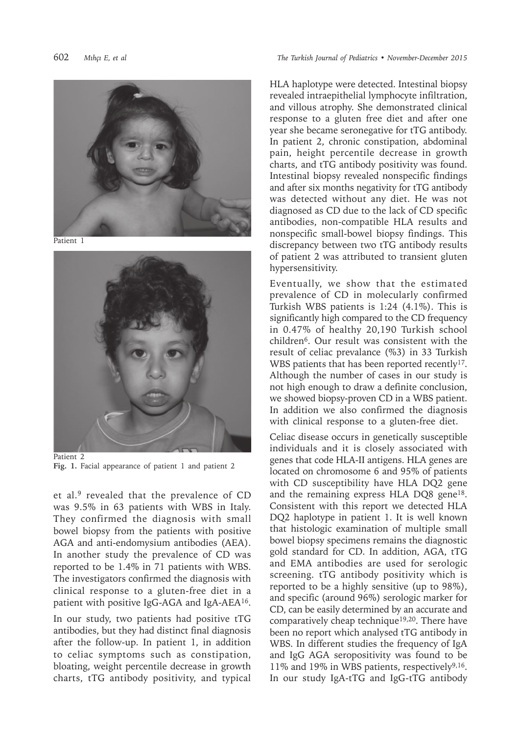Patient 1

Patient 2

**Fig. 1.** Facial appearance of patient 1 and patient 2

et al.[9] revealed that the prevalence of CD was 9.5% in 63 patients with WBS in Italy. They confirmed the diagnosis with small bowel biopsy from the patients with positive AGA and anti-endomysium antibodies (AEA). In another study the prevalence of CD was reported to be 1.4% in 71 patients with WBS. The investigators confirmed the diagnosis with clinical response to a gluten-free diet in a patient with positive IgG-AGA and IgA-AEA[16].

In our study, two patients had positive tTG antibodies, but they had distinct final diagnosis after the follow-up. In patient 1, in addition to celiac symptoms such as constipation, bloating, weight percentile decrease in growth charts, tTG antibody positivity, and typical HLA haplotype were detected. Intestinal biopsy revealed intraepithelial lymphocyte infiltration, and villous atrophy. She demonstrated clinical response to a gluten free diet and after one year she became seronegative for tTG antibody. In patient 2, chronic constipation, abdominal pain, height percentile decrease in growth charts, and tTG antibody positivity was found. Intestinal biopsy revealed nonspecific findings and after six months negativity for tTG antibody was detected without any diet. He was not diagnosed as CD due to the lack of CD specific antibodies, non-compatible HLA results and nonspecific small-bowel biopsy findings. This discrepancy between two tTG antibody results of patient 2 was attributed to transient gluten hypersensitivity.

Eventually, we show that the estimated prevalence of CD in molecularly confirmed Turkish WBS patients is 1:24 (4.1%). This is significantly high compared to the CD frequency in 0.47% of healthy 20,190 Turkish school children[6]. Our result was consistent with the result of celiac prevalance (%3) in 33 Turkish WBS patients that has been reported recently[17]. Although the number of cases in our study is not high enough to draw a definite conclusion, we showed biopsy-proven CD in a WBS patient. In addition we also confirmed the diagnosis with clinical response to a gluten-free diet.

Celiac disease occurs in genetically susceptible individuals and it is closely associated with genes that code HLA-II antigens. HLA genes are located on chromosome 6 and 95% of patients with CD susceptibility have HLA DQ2 gene and the remaining express HLA DQ8 gene[18]. Consistent with this report we detected HLA DQ2 haplotype in patient 1. It is well known that histologic examination of multiple small bowel biopsy specimens remains the diagnostic gold standard for CD. In addition, AGA, tTG and EMA antibodies are used for serologic screening. tTG antibody positivity which is reported to be a highly sensitive (up to 98%), and specific (around 96%) serologic marker for CD, can be easily determined by an accurate and comparatively cheap technique[19,20]. There have been no report which analysed tTG antibody in WBS. In different studies the frequency of IgA and IgG AGA seropositivity was found to be 11% and 19% in WBS patients, respectively[9,16]. In our study IgA-tTG and IgG-tTG antibody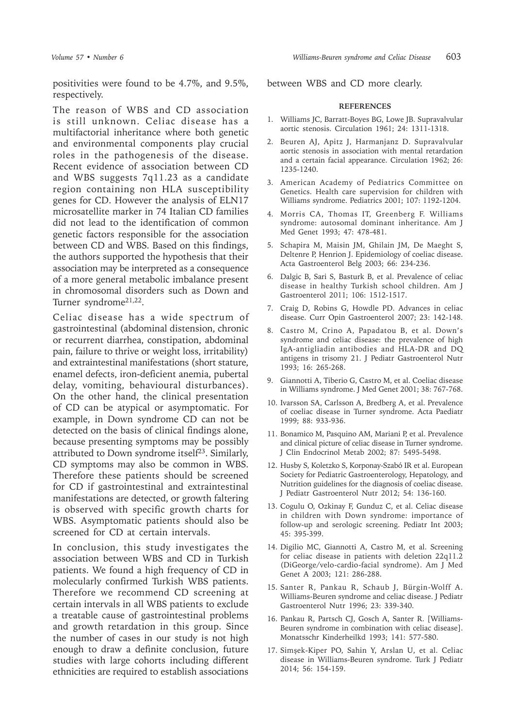positivities were found to be 4.7%, and 9.5%, respectively.

The reason of WBS and CD association is still unknown. Celiac disease has a multifactorial inheritance where both genetic and environmental components play crucial roles in the pathogenesis of the disease. Recent evidence of association between CD and WBS suggests 7q11.23 as a candidate region containing non HLA susceptibility genes for CD. However the analysis of ELN17 microsatellite marker in 74 Italian CD families did not lead to the identification of common genetic factors responsible for the association between CD and WBS. Based on this findings, the authors supported the hypothesis that their association may be interpreted as a consequence of a more general metabolic imbalance present in chromosomal disorders such as Down and Turner syndrome[21,22].

Celiac disease has a wide spectrum of gastrointestinal (abdominal distension, chronic or recurrent diarrhea, constipation, abdominal pain, failure to thrive or weight loss, irritability) and extraintestinal manifestations (short stature, enamel defects, iron-deficient anemia, pubertal delay, vomiting, behavioural disturbances). On the other hand, the clinical presentation of CD can be atypical or asymptomatic. For example, in Down syndrome CD can not be detected on the basis of clinical findings alone, because presenting symptoms may be possibly attributed to Down syndrome itself[23]. Similarly, CD symptoms may also be common in WBS. Therefore these patients should be screened for CD if gastrointestinal and extraintestinal manifestations are detected, or growth faltering is observed with specific growth charts for WBS. Asymptomatic patients should also be screened for CD at certain intervals.

In conclusion, this study investigates the association between WBS and CD in Turkish patients. We found a high frequency of CD in molecularly confirmed Turkish WBS patients. Therefore we recommend CD screening at certain intervals in all WBS patients to exclude a treatable cause of gastrointestinal problems and growth retardation in this group. Since the number of cases in our study is not high enough to draw a definite conclusion, future studies with large cohorts including different ethnicities are required to establish associations between WBS and CD more clearly.

## REFERENCES

1. Williams JC, Barratt-Boyes BG, Lowe JB. Supravalvular aortic stenosis. Circulation 1961; 24: 1311-1318.
2. Beuren AJ, Apitz J, Harmanjanz D. Supravalvular aortic stenosis in association with mental retardation and a certain facial appearance. Circulation 1962; 26: 1235-1240.
3. American Academy of Pediatrics Committee on Genetics. Health care supervision for children with Williams syndrome. Pediatrics 2001; 107: 1192-1204.
4. Morris CA, Thomas IT, Greenberg F. Williams syndrome: autosomal dominant inheritance. Am J Med Genet 1993; 47: 478-481.
5. Schapira M, Maisin JM, Ghilain JM, De Maeght S, Deltenre P, Henrion J. Epidemiology of coeliac disease. Acta Gastroenterol Belg 2003; 66: 234-236.
6. Dalgic B, Sari S, Basturk B, et al. Prevalence of celiac disease in healthy Turkish school children. Am J Gastroenterol 2011; 106: 1512-1517.
7. Craig D, Robins G, Howdle PD. Advances in celiac disease. Curr Opin Gastroenterol 2007; 23: 142-148.
8. Castro M, Crino A, Papadatou B, et al. Down's syndrome and celiac disease: the prevalence of high IgA-antigliadin antibodies and HLA-DR and DQ antigens in trisomy 21. J Pediatr Gastroenterol Nutr 1993; 16: 265-268.
9. Giannotti A, Tiberio G, Castro M, et al. Coeliac disease in Williams syndrome. J Med Genet 2001; 38: 767-768.
10. Ivarsson SA, Carlsson A, Bredberg A, et al. Prevalence of coeliac disease in Turner syndrome. Acta Paediatr 1999; 88: 933-936.
11. Bonamico M, Pasquino AM, Mariani P, et al. Prevalence and clinical picture of celiac disease in Turner syndrome. J Clin Endocrinol Metab 2002; 87: 5495-5498.
12. Husby S, Koletzko S, Korponay-Szabó IR et al. European Society for Pediatric Gastroenterology, Hepatology, and Nutrition guidelines for the diagnosis of coeliac disease. J Pediatr Gastroenterol Nutr 2012; 54: 136-160.
13. Cogulu O, Ozkinay F, Gunduz C, et al. Celiac disease in children with Down syndrome: importance of follow-up and serologic screening. Pediatr Int 2003; 45: 395-399.
14. Digilio MC, Giannotti A, Castro M, et al. Screening for celiac disease in patients with deletion 22q11.2 (DiGeorge/velo-cardio-facial syndrome). Am J Med Genet A 2003; 121: 286-288.
15. Santer R, Pankau R, Schaub J, Bürgin-Wolff A. Williams-Beuren syndrome and celiac disease. J Pediatr Gastroenterol Nutr 1996; 23: 339-340.
16. Pankau R, Partsch CJ, Gosch A, Santer R. [Williams-Beuren syndrome in combination with celiac disease]. Monatsschr Kinderheilkd 1993; 141: 577-580.
17. Simşek-Kiper PO, Sahin Y, Arslan U, et al. Celiac disease in Williams-Beuren syndrome. Turk J Pediatr 2014; 56: 154-159.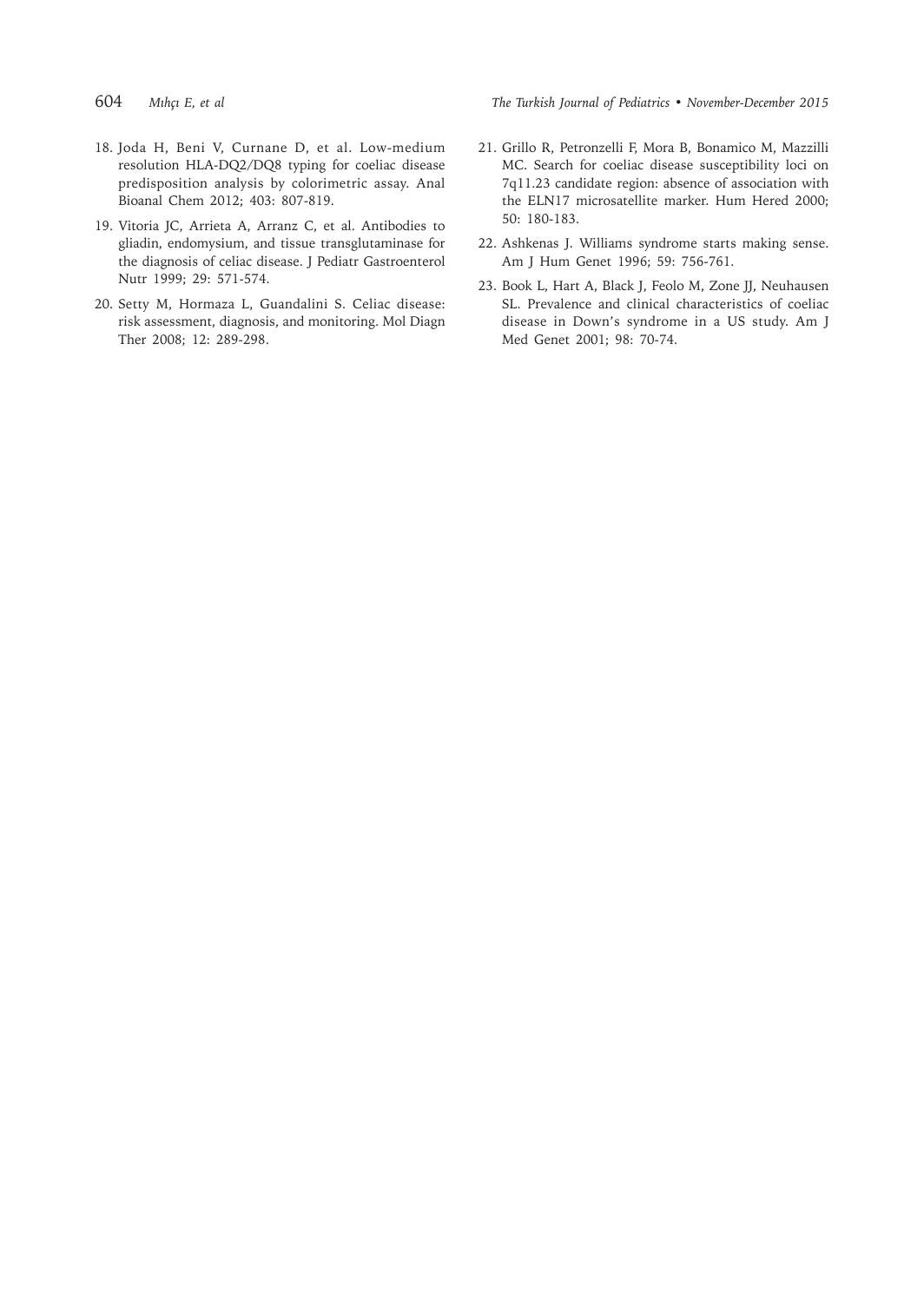18. Joda H, Beni V, Curnane D, et al. Low-medium resolution HLA-DQ2/DQ8 typing for coeliac disease predisposition analysis by colorimetric assay. Anal Bioanal Chem 2012; 403: 807-819.
19. Vitoria JC, Arrieta A, Arranz C, et al. Antibodies to gliadin, endomysium, and tissue transglutaminase for the diagnosis of celiac disease. J Pediatr Gastroenterol Nutr 1999; 29: 571-574.
20. Setty M, Hormaza L, Guandalini S. Celiac disease: risk assessment, diagnosis, and monitoring. Mol Diagn Ther 2008; 12: 289-298.
21. Grillo R, Petronzelli F, Mora B, Bonamico M, Mazzilli MC. Search for coeliac disease susceptibility loci on 7q11.23 candidate region: absence of association with the ELN17 microsatellite marker. Hum Hered 2000; 50: 180-183.
22. Ashkenas J. Williams syndrome starts making sense. Am J Hum Genet 1996; 59: 756-761.
23. Book L, Hart A, Black J, Feolo M, Zone JJ, Neuhausen SL. Prevalence and clinical characteristics of coeliac disease in Down's syndrome in a US study. Am J Med Genet 2001; 98: 70-74.